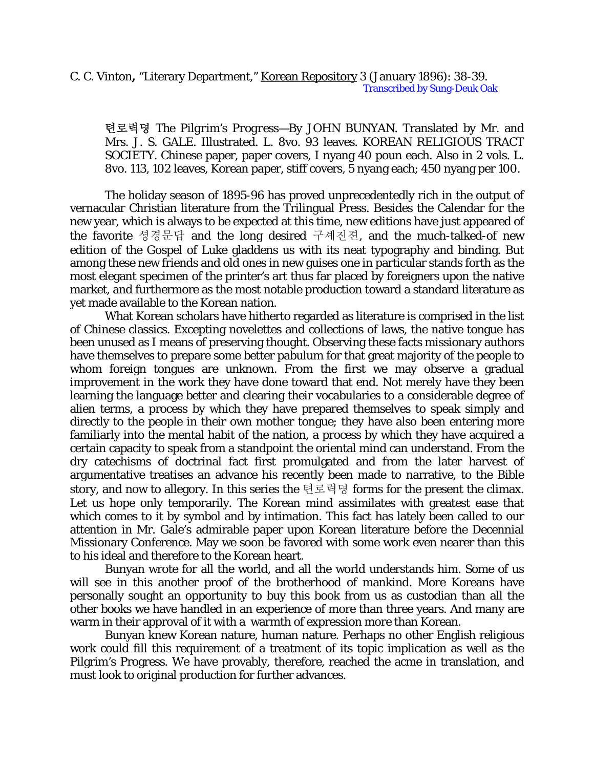C. C. Vinton**,** "Literary Department," Korean Repository 3 (January 1896): 38-39.

Transcribed by Sung-Deuk Oak

> 텬로력뎡 The Pilgrim's *Progress*—By JOHN BUNYAN. Translated by Mr. and Mrs. J. S. GALE. Illustrated. L. 8vo. 93 leaves. KOREAN RELIGIOUS TRACT SOCIETY. Chinese paper, paper covers, I nyang 40 poun each. Also in 2 vols. L. 8vo. 113, 102 leaves, Korean paper, stiff covers, 5 nyang each; 450 nyang per 100.

The holiday season of 1895-96 has proved unprecedentedly rich in the output of vernacular Christian literature from the Trilingual Press. Besides the Calendar for the new year, which is always to be expected at this time, new editions have just appeared of the favorite 셩경문답 and the long desired 구셰진젼, and the much-talked-of new edition of the Gospel of Luke gladdens us with its neat typography and binding. But among these new friends and old ones in new guises one in particular stands forth as the most elegant specimen of the printer's art thus far placed by foreigners upon the native market, and furthermore as the most notable production toward a standard literature as yet made available to the Korean nation.

What Korean scholars have hitherto regarded as literature is comprised in the list of Chinese classics. Excepting novelettes and collections of laws, the native tongue has been unused as I means of preserving thought. Observing these facts missionary authors have themselves to prepare some better pabulum for that great majority of the people to whom foreign tongues are unknown. From the first we may observe a gradual improvement in the work they have done toward that end. Not merely have they been learning the language better and clearing their vocabularies to a considerable degree of alien terms, a process by which they have prepared themselves to speak simply and directly to the people in their own mother tongue; they have also been entering more familiarly into the mental habit of the nation, a process by which they have acquired a certain capacity to speak from a standpoint the oriental mind can understand. From the dry catechisms of doctrinal fact first promulgated and from the later harvest of argumentative treatises an advance his recently been made to narrative, to the Bible story, and now to allegory. In this series the 텬로력뎡 forms for the present the climax. Let us hope only temporarily. The Korean mind assimilates with greatest ease that which comes to it by symbol and by intimation. This fact has lately been called to our attention in Mr. Gale's admirable paper upon Korean literature before the Decennial Missionary Conference. May we soon be favored with some work even nearer than this to his ideal and therefore to the Korean heart.

Bunyan wrote for all the world, and all the world understands him. Some of us will see in this another proof of the brotherhood of mankind. More Koreans have personally sought an opportunity to buy this book from us as custodian than all the other books we have handled in an experience of more than three years. And many are warm in their approval of it with a warmth of expression more than Korean.

Bunyan knew Korean nature, human nature. Perhaps no other English religious work could fill this requirement of a treatment of its topic implication as well as the Pilgrim's Progress. We have provably, therefore, reached the acme in translation, and must look to original production for further advances.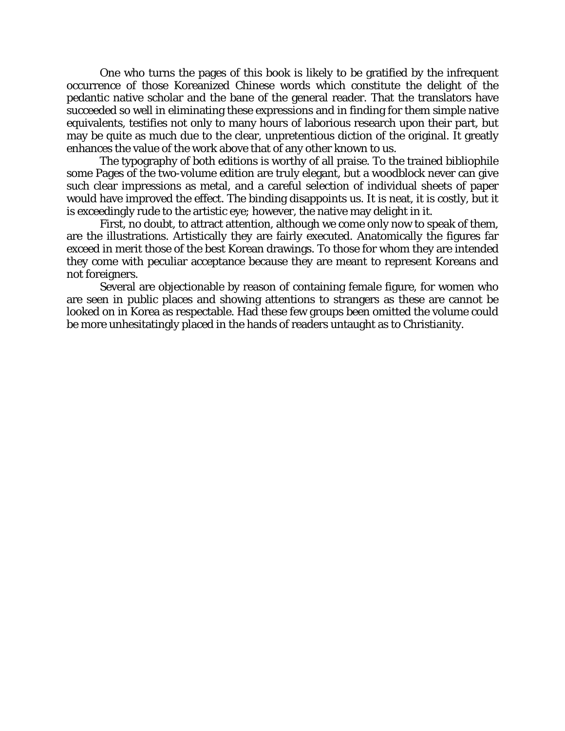One who turns the pages of this book is likely to be gratified by the infrequent occurrence of those Koreanized Chinese words which constitute the delight of the pedantic native scholar and the bane of the general reader. That the translators have succeeded so well in eliminating these expressions and in finding for them simple native equivalents, testifies not only to many hours of laborious research upon their part, but may be quite as much due to the clear, unpretentious diction of the original. It greatly enhances the value of the work above that of any other known to us.

The typography of both editions is worthy of all praise. To the trained bibliophile some Pages of the two-volume edition are truly elegant, but a woodblock never can give such clear impressions as metal, and a careful selection of individual sheets of paper would have improved the effect. The binding disappoints us. It is neat, it is costly, but it is exceedingly rude to the artistic eye; however, the native may delight in it.

First, no doubt, to attract attention, although we come only now to speak of them, are the illustrations. Artistically they are fairly executed. Anatomically the figures far exceed in merit those of the best Korean drawings. To those for whom they are intended they come with peculiar acceptance because they are meant to represent Koreans and not foreigners.

Several are objectionable by reason of containing female figure, for women who are seen in public places and showing attentions to strangers as these are cannot be looked on in Korea as respectable. Had these few groups been omitted the volume could be more unhesitatingly placed in the hands of readers untaught as to Christianity.